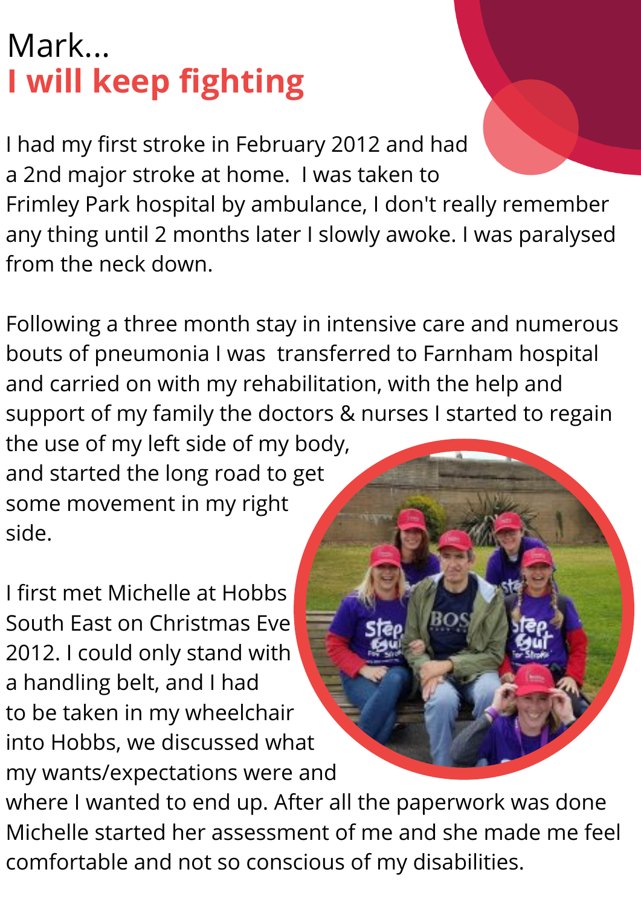# Mark...
## I will keep fighting

I had my first stroke in February 2012 and had a 2nd major stroke at home.  I was taken to Frimley Park hospital by ambulance, I don't really remember any thing until 2 months later I slowly awoke. I was paralysed from the neck down.

Following a three month stay in intensive care and numerous bouts of pneumonia I was  transferred to Farnham hospital and carried on with my rehabilitation, with the help and support of my family the doctors & nurses I started to regain the use of my left side of my body, and started the long road to get some movement in my right side.

I first met Michelle at Hobbs South East on Christmas Eve 2012. I could only stand with a handling belt, and I had to be taken in my wheelchair into Hobbs, we discussed what my wants/expectations were and where I wanted to end up. After all the paperwork was done Michelle started her assessment of me and she made me feel comfortable and not so conscious of my disabilities.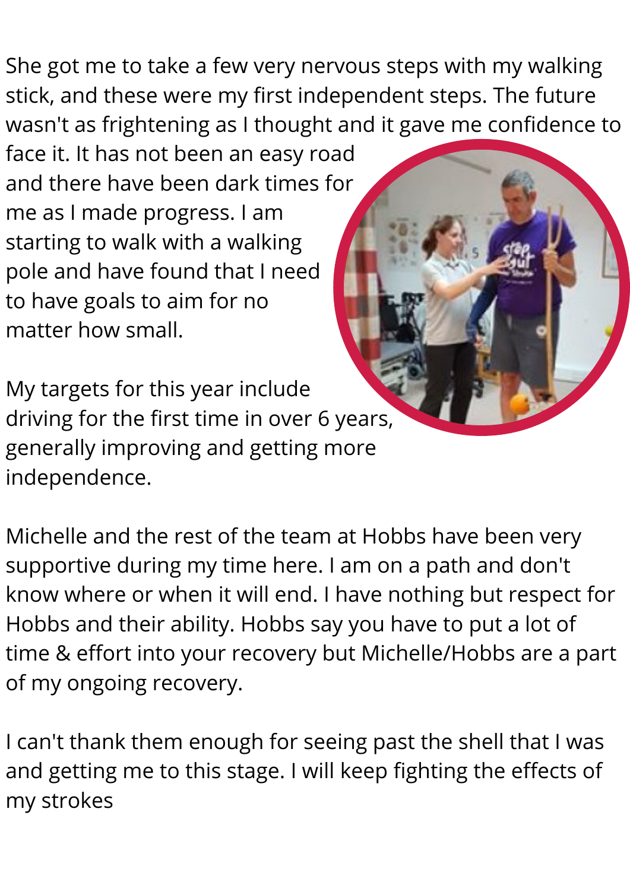She got me to take a few very nervous steps with my walking stick, and these were my first independent steps. The future wasn't as frightening as I thought and it gave me confidence to face it. It has not been an easy road and there have been dark times for me as I made progress. I am starting to walk with a walking pole and have found that I need to have goals to aim for no matter how small.

My targets for this year include driving for the first time in over 6 years, generally improving and getting more independence.

Michelle and the rest of the team at Hobbs have been very supportive during my time here. I am on a path and don't know where or when it will end. I have nothing but respect for Hobbs and their ability. Hobbs say you have to put a lot of time & effort into your recovery but Michelle/Hobbs are a part of my ongoing recovery.

I can't thank them enough for seeing past the shell that I was and getting me to this stage. I will keep fighting the effects of my strokes